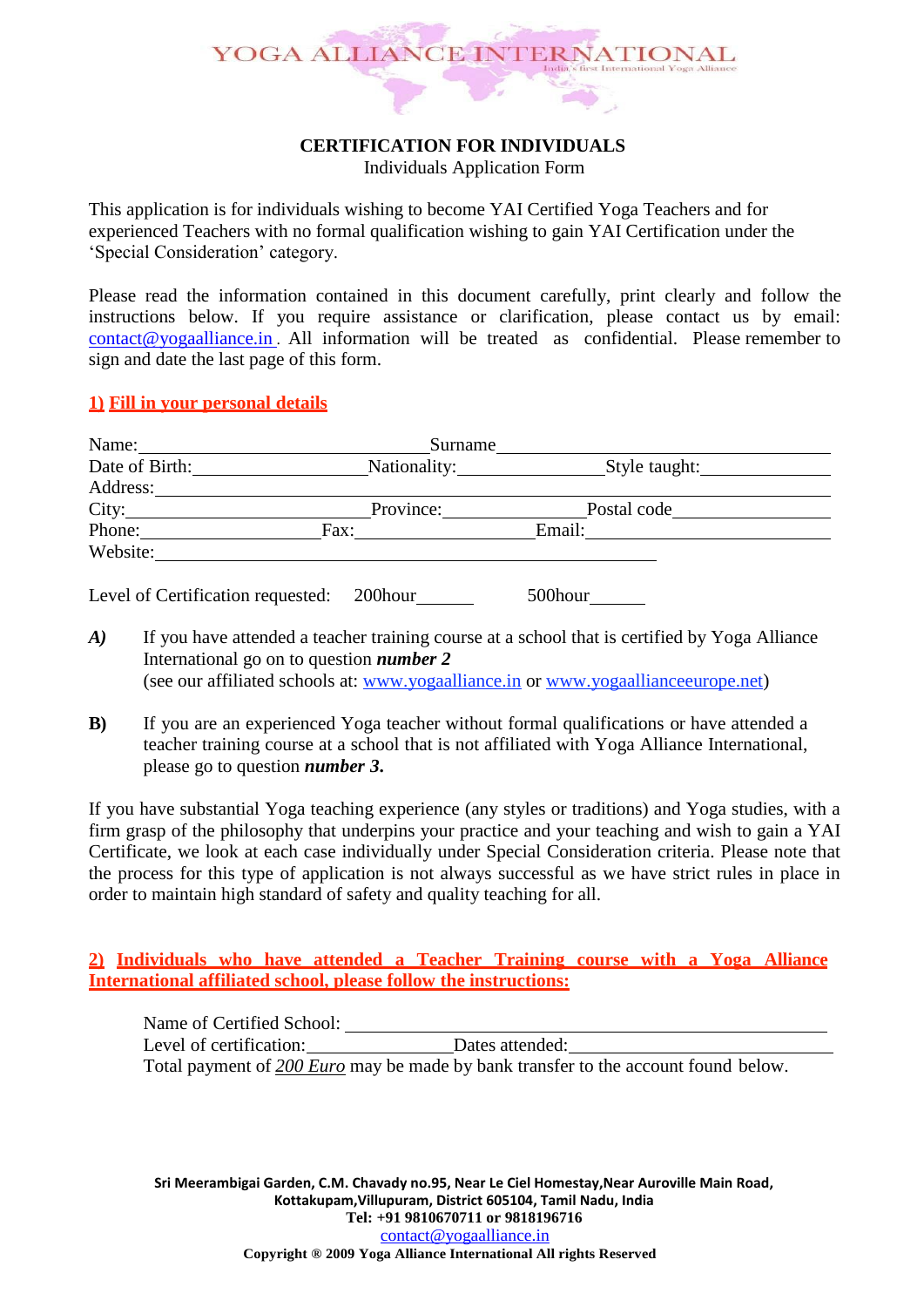YOGA ALLIANCE INTERNATIONAL
India's first International Yoga Alliance

**CERTIFICATION FOR INDIVIDUALS**
Individuals Application Form

This application is for individuals wishing to become YAI Certified Yoga Teachers and for experienced Teachers with no formal qualification wishing to gain YAI Certification under the 'Special Consideration' category.

Please read the information contained in this document carefully, print clearly and follow the instructions below. If you require assistance or clarification, please contact us by email: contact@yogaalliance.in . All information will be treated as confidential. Please remember to sign and date the last page of this form.

**1) Fill in your personal details**

Name:______________________________ Surname______________________________________
Date of Birth:__________________ Nationality:_______________ Style taught:______________
Address:_________________________________________________________________________
City:__________________________ Province:_______________ Postal code________________
Phone:___________________ Fax:___________________ Email:_________________________
Website:___________________________________________________________

Level of Certification requested: 200hour______ 500hour______

***A)*** If you have attended a teacher training course at a school that is certified by Yoga Alliance International go on to question ***number 2***
(see our affiliated schools at: www.yogaalliance.in or www.yogaallianceeurope.net)

**B)** If you are an experienced Yoga teacher without formal qualifications or have attended a teacher training course at a school that is not affiliated with Yoga Alliance International, please go to question ***number 3.***

If you have substantial Yoga teaching experience (any styles or traditions) and Yoga studies, with a firm grasp of the philosophy that underpins your practice and your teaching and wish to gain a YAI Certificate, we look at each case individually under Special Consideration criteria. Please note that the process for this type of application is not always successful as we have strict rules in place in order to maintain high standard of safety and quality teaching for all.

**2) Individuals who have attended a Teacher Training course with a Yoga Alliance International affiliated school, please follow the instructions:**

Name of Certified School: ____________________________________________
Level of certification:_______________Dates attended:___________________________
Total payment of *200 Euro* may be made by bank transfer to the account found below.

**Sri Meerambigai Garden, C.M. Chavady no.95, Near Le Ciel Homestay,Near Auroville Main Road, Kottakupam,Villupuram, District 605104, Tamil Nadu, India**
**Tel: +91 9810670711 or 9818196716**
contact@yogaalliance.in
**Copyright ® 2009 Yoga Alliance International All rights Reserved**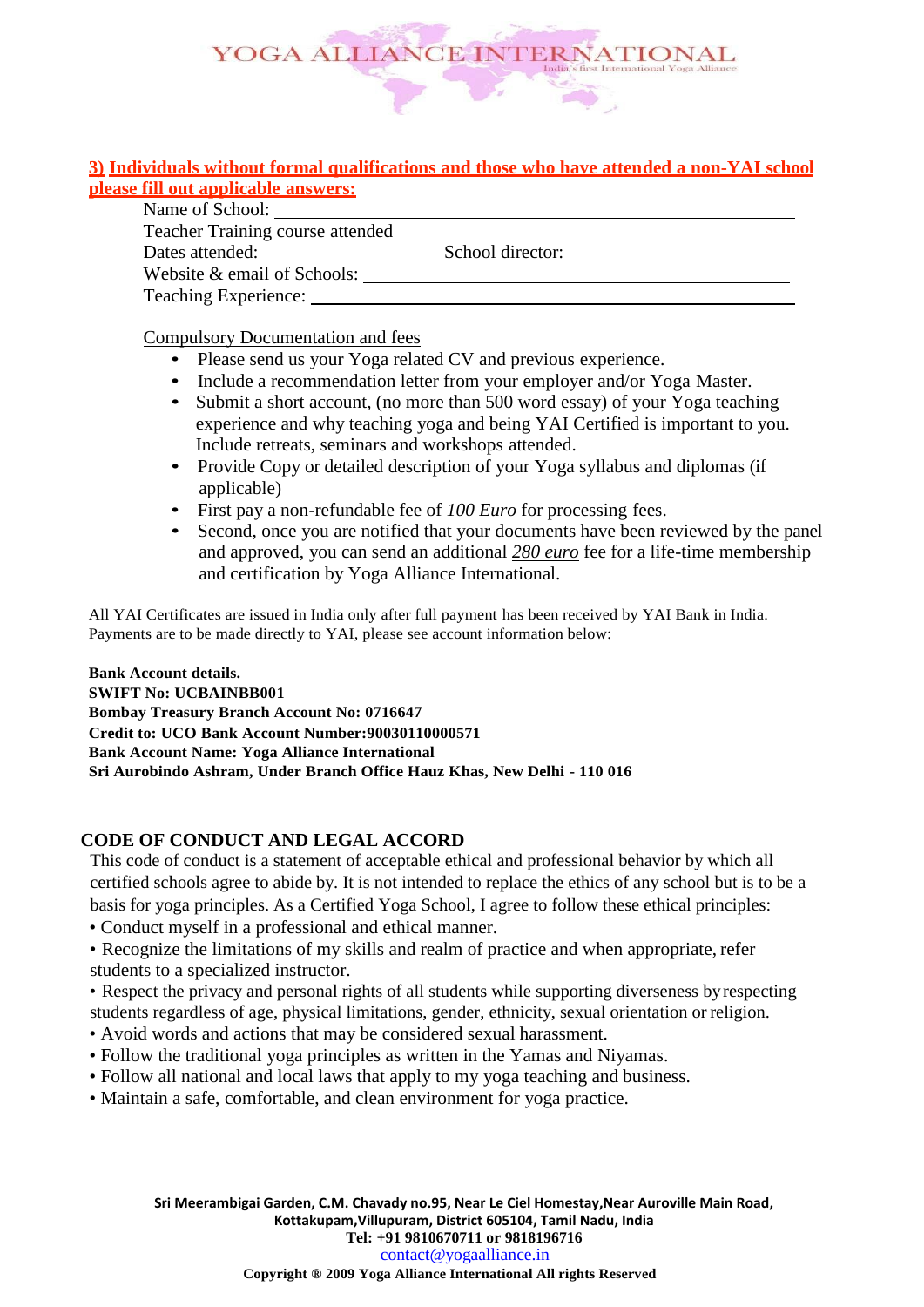**3) Individuals without formal qualifications and those who have attended a non-YAI school please fill out applicable answers:**

Name of School: ________________________________

Teacher Training course attended________________________________

Dates attended:____________________ School director: ____________________

Website & email of Schools: ________________________________

Teaching Experience: ________________________________

Compulsory Documentation and fees

- Please send us your Yoga related CV and previous experience.
- Include a recommendation letter from your employer and/or Yoga Master.
- Submit a short account, (no more than 500 word essay) of your Yoga teaching experience and why teaching yoga and being YAI Certified is important to you. Include retreats, seminars and workshops attended.
- Provide Copy or detailed description of your Yoga syllabus and diplomas (if applicable)
- First pay a non-refundable fee of *100 Euro* for processing fees.
- Second, once you are notified that your documents have been reviewed by the panel and approved, you can send an additional *280 euro* fee for a life-time membership and certification by Yoga Alliance International.

All YAI Certificates are issued in India only after full payment has been received by YAI Bank in India. Payments are to be made directly to YAI, please see account information below:

**Bank Account details.**
**SWIFT No: UCBAINBB001**
**Bombay Treasury Branch Account No: 0716647**
**Credit to: UCO Bank Account Number:90030110000571**
**Bank Account Name: Yoga Alliance International**
**Sri Aurobindo Ashram, Under Branch Office Hauz Khas, New Delhi - 110 016**

## CODE OF CONDUCT AND LEGAL ACCORD

This code of conduct is a statement of acceptable ethical and professional behavior by which all certified schools agree to abide by. It is not intended to replace the ethics of any school but is to be a basis for yoga principles. As a Certified Yoga School, I agree to follow these ethical principles:

- Conduct myself in a professional and ethical manner.
- Recognize the limitations of my skills and realm of practice and when appropriate, refer students to a specialized instructor.
- Respect the privacy and personal rights of all students while supporting diverseness by respecting students regardless of age, physical limitations, gender, ethnicity, sexual orientation or religion.
- Avoid words and actions that may be considered sexual harassment.
- Follow the traditional yoga principles as written in the Yamas and Niyamas.
- Follow all national and local laws that apply to my yoga teaching and business.
- Maintain a safe, comfortable, and clean environment for yoga practice.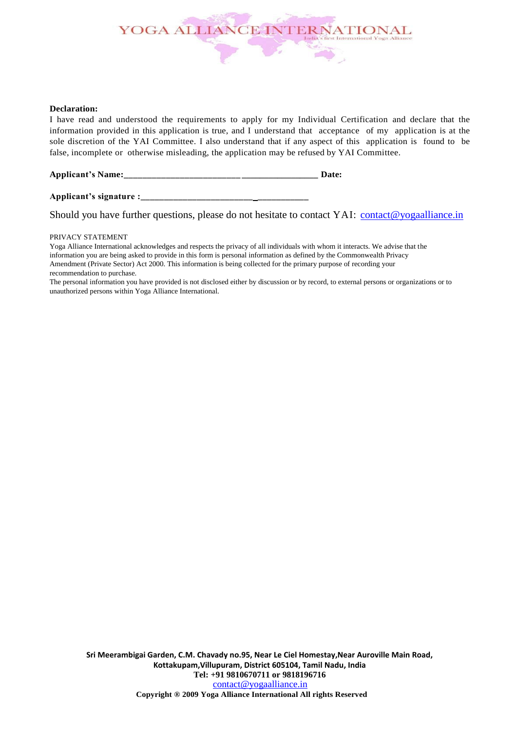**Declaration:**

I have read and understood the requirements to apply for my Individual Certification and declare that the information provided in this application is true, and I understand that acceptance of my application is at the sole discretion of the YAI Committee. I also understand that if any aspect of this application is found to be false, incomplete or otherwise misleading, the application may be refused by YAI Committee.

**Applicant's Name:__________________________________________ Date:**

**Applicant's signature :____________________________________**

Should you have further questions, please do not hesitate to contact YAI: contact@yogaalliance.in

PRIVACY STATEMENT

Yoga Alliance International acknowledges and respects the privacy of all individuals with whom it interacts. We advise that the information you are being asked to provide in this form is personal information as defined by the Commonwealth Privacy Amendment (Private Sector) Act 2000. This information is being collected for the primary purpose of recording your recommendation to purchase.

The personal information you have provided is not disclosed either by discussion or by record, to external persons or organizations or to unauthorized persons within Yoga Alliance International.

**Sri Meerambigai Garden, C.M. Chavady no.95, Near Le Ciel Homestay,Near Auroville Main Road, Kottakupam,Villupuram, District 605104, Tamil Nadu, India**
**Tel: +91 9810670711 or 9818196716**
contact@yogaalliance.in
**Copyright ® 2009 Yoga Alliance International All rights Reserved**